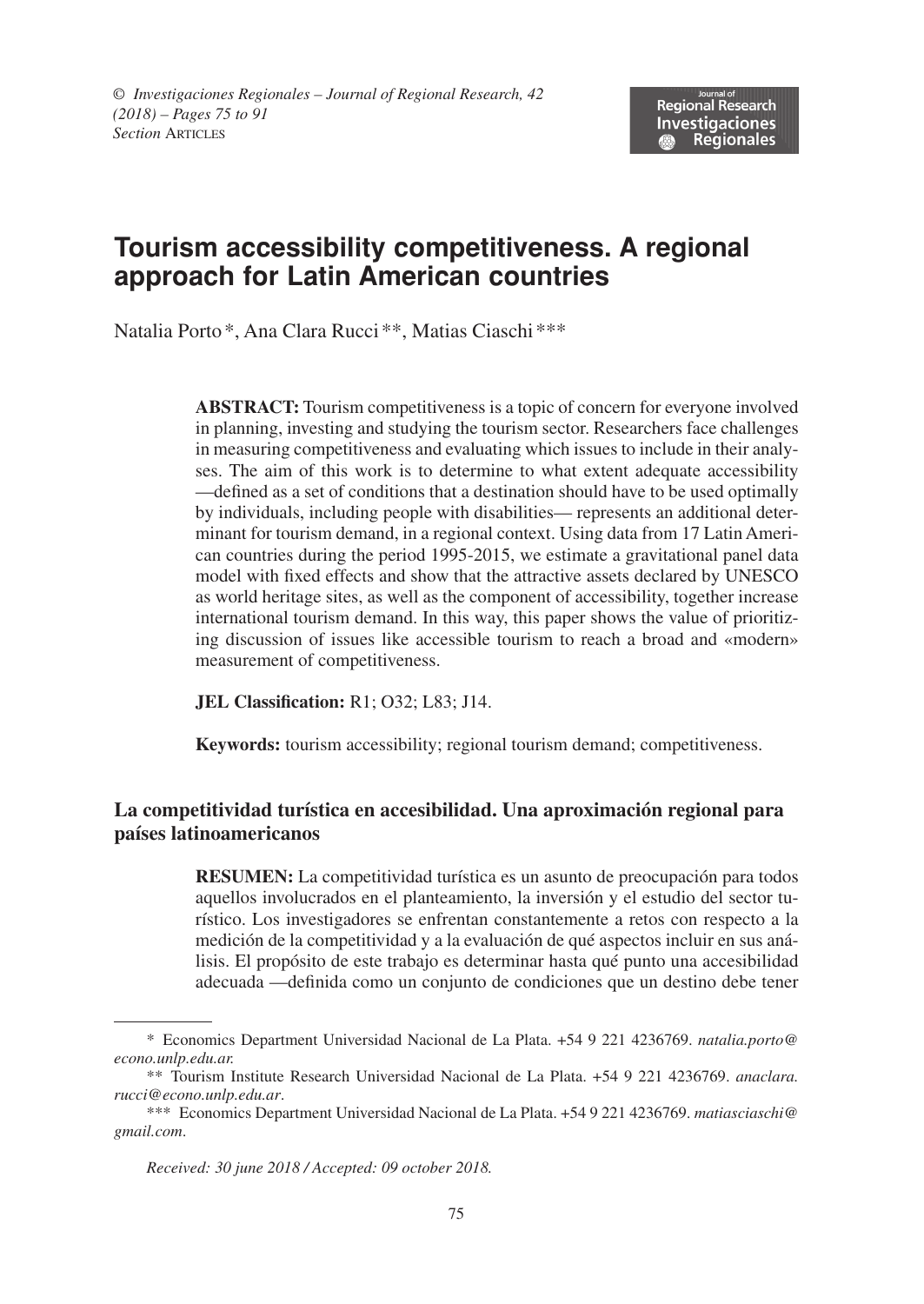# Tourism accessibility competitiveness. A regional approach for Latin American countries

Natalia Porto*, Ana Clara Rucci**, Matias Ciaschi***

**ABSTRACT:** Tourism competitiveness is a topic of concern for everyone involved in planning, investing and studying the tourism sector. Researchers face challenges in measuring competitiveness and evaluating which issues to include in their analyses. The aim of this work is to determine to what extent adequate accessibility —defined as a set of conditions that a destination should have to be used optimally by individuals, including people with disabilities— represents an additional determinant for tourism demand, in a regional context. Using data from 17 Latin American countries during the period 1995-2015, we estimate a gravitational panel data model with fixed effects and show that the attractive assets declared by UNESCO as world heritage sites, as well as the component of accessibility, together increase international tourism demand. In this way, this paper shows the value of prioritizing discussion of issues like accessible tourism to reach a broad and «modern» measurement of competitiveness.

**JEL Classification:** R1; O32; L83; J14.

**Keywords:** tourism accessibility; regional tourism demand; competitiveness.

## La competitividad turística en accesibilidad. Una aproximación regional para países latinoamericanos

**RESUMEN:** La competitividad turística es un asunto de preocupación para todos aquellos involucrados en el planteamiento, la inversión y el estudio del sector turístico. Los investigadores se enfrentan constantemente a retos con respecto a la medición de la competitividad y a la evaluación de qué aspectos incluir en sus análisis. El propósito de este trabajo es determinar hasta qué punto una accesibilidad adecuada —definida como un conjunto de condiciones que un destino debe tener

---

\* Economics Department Universidad Nacional de La Plata. +54 9 221 4236769. *natalia.porto@econo.unlp.edu.ar.*

\*\* Tourism Institute Research Universidad Nacional de La Plata. +54 9 221 4236769. *anaclara.rucci@econo.unlp.edu.ar*.

\*\*\* Economics Department Universidad Nacional de La Plata. +54 9 221 4236769. *matiasciaschi@gmail.com*.

*Received: 30 june 2018 / Accepted: 09 october 2018.*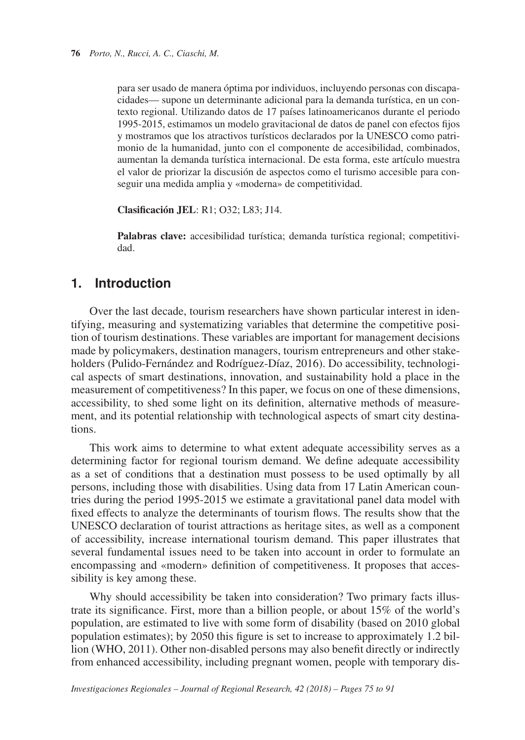para ser usado de manera óptima por individuos, incluyendo personas con discapacidades— supone un determinante adicional para la demanda turística, en un contexto regional. Utilizando datos de 17 países latinoamericanos durante el periodo 1995-2015, estimamos un modelo gravitacional de datos de panel con efectos fijos y mostramos que los atractivos turísticos declarados por la UNESCO como patrimonio de la humanidad, junto con el componente de accesibilidad, combinados, aumentan la demanda turística internacional. De esta forma, este artículo muestra el valor de priorizar la discusión de aspectos como el turismo accesible para conseguir una medida amplia y «moderna» de competitividad.

**Clasificación JEL**: R1; O32; L83; J14.

**Palabras clave:** accesibilidad turística; demanda turística regional; competitividad.

## 1. Introduction

Over the last decade, tourism researchers have shown particular interest in identifying, measuring and systematizing variables that determine the competitive position of tourism destinations. These variables are important for management decisions made by policymakers, destination managers, tourism entrepreneurs and other stakeholders (Pulido-Fernández and Rodríguez-Díaz, 2016). Do accessibility, technological aspects of smart destinations, innovation, and sustainability hold a place in the measurement of competitiveness? In this paper, we focus on one of these dimensions, accessibility, to shed some light on its definition, alternative methods of measurement, and its potential relationship with technological aspects of smart city destinations.

This work aims to determine to what extent adequate accessibility serves as a determining factor for regional tourism demand. We define adequate accessibility as a set of conditions that a destination must possess to be used optimally by all persons, including those with disabilities. Using data from 17 Latin American countries during the period 1995-2015 we estimate a gravitational panel data model with fixed effects to analyze the determinants of tourism flows. The results show that the UNESCO declaration of tourist attractions as heritage sites, as well as a component of accessibility, increase international tourism demand. This paper illustrates that several fundamental issues need to be taken into account in order to formulate an encompassing and «modern» definition of competitiveness. It proposes that accessibility is key among these.

Why should accessibility be taken into consideration? Two primary facts illustrate its significance. First, more than a billion people, or about 15% of the world's population, are estimated to live with some form of disability (based on 2010 global population estimates); by 2050 this figure is set to increase to approximately 1.2 billion (WHO, 2011). Other non-disabled persons may also benefit directly or indirectly from enhanced accessibility, including pregnant women, people with temporary dis-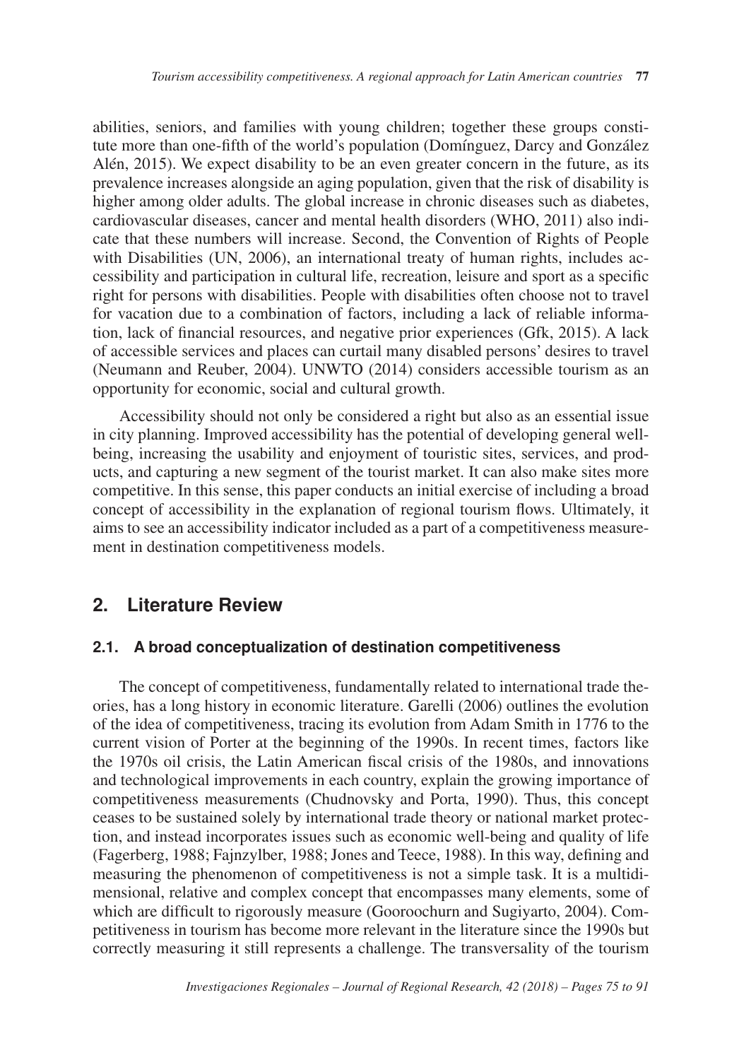abilities, seniors, and families with young children; together these groups constitute more than one-fifth of the world's population (Domínguez, Darcy and González Alén, 2015). We expect disability to be an even greater concern in the future, as its prevalence increases alongside an aging population, given that the risk of disability is higher among older adults. The global increase in chronic diseases such as diabetes, cardiovascular diseases, cancer and mental health disorders (WHO, 2011) also indicate that these numbers will increase. Second, the Convention of Rights of People with Disabilities (UN, 2006), an international treaty of human rights, includes accessibility and participation in cultural life, recreation, leisure and sport as a specific right for persons with disabilities. People with disabilities often choose not to travel for vacation due to a combination of factors, including a lack of reliable information, lack of financial resources, and negative prior experiences (Gfk, 2015). A lack of accessible services and places can curtail many disabled persons' desires to travel (Neumann and Reuber, 2004). UNWTO (2014) considers accessible tourism as an opportunity for economic, social and cultural growth.

Accessibility should not only be considered a right but also as an essential issue in city planning. Improved accessibility has the potential of developing general well-being, increasing the usability and enjoyment of touristic sites, services, and products, and capturing a new segment of the tourist market. It can also make sites more competitive. In this sense, this paper conducts an initial exercise of including a broad concept of accessibility in the explanation of regional tourism flows. Ultimately, it aims to see an accessibility indicator included as a part of a competitiveness measurement in destination competitiveness models.

## 2. Literature Review

### 2.1. A broad conceptualization of destination competitiveness

The concept of competitiveness, fundamentally related to international trade theories, has a long history in economic literature. Garelli (2006) outlines the evolution of the idea of competitiveness, tracing its evolution from Adam Smith in 1776 to the current vision of Porter at the beginning of the 1990s. In recent times, factors like the 1970s oil crisis, the Latin American fiscal crisis of the 1980s, and innovations and technological improvements in each country, explain the growing importance of competitiveness measurements (Chudnovsky and Porta, 1990). Thus, this concept ceases to be sustained solely by international trade theory or national market protection, and instead incorporates issues such as economic well-being and quality of life (Fagerberg, 1988; Fajnzylber, 1988; Jones and Teece, 1988). In this way, defining and measuring the phenomenon of competitiveness is not a simple task. It is a multidimensional, relative and complex concept that encompasses many elements, some of which are difficult to rigorously measure (Gooroochurn and Sugiyarto, 2004). Competitiveness in tourism has become more relevant in the literature since the 1990s but correctly measuring it still represents a challenge. The transversality of the tourism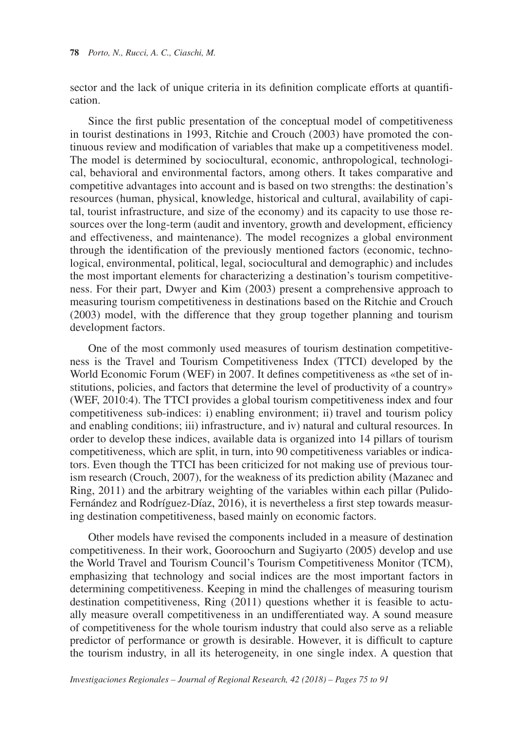sector and the lack of unique criteria in its definition complicate efforts at quantification.

Since the first public presentation of the conceptual model of competitiveness in tourist destinations in 1993, Ritchie and Crouch (2003) have promoted the continuous review and modification of variables that make up a competitiveness model. The model is determined by sociocultural, economic, anthropological, technological, behavioral and environmental factors, among others. It takes comparative and competitive advantages into account and is based on two strengths: the destination's resources (human, physical, knowledge, historical and cultural, availability of capital, tourist infrastructure, and size of the economy) and its capacity to use those resources over the long-term (audit and inventory, growth and development, efficiency and effectiveness, and maintenance). The model recognizes a global environment through the identification of the previously mentioned factors (economic, technological, environmental, political, legal, sociocultural and demographic) and includes the most important elements for characterizing a destination's tourism competitiveness. For their part, Dwyer and Kim (2003) present a comprehensive approach to measuring tourism competitiveness in destinations based on the Ritchie and Crouch (2003) model, with the difference that they group together planning and tourism development factors.

One of the most commonly used measures of tourism destination competitiveness is the Travel and Tourism Competitiveness Index (TTCI) developed by the World Economic Forum (WEF) in 2007. It defines competitiveness as «the set of institutions, policies, and factors that determine the level of productivity of a country» (WEF, 2010:4). The TTCI provides a global tourism competitiveness index and four competitiveness sub-indices: i) enabling environment; ii) travel and tourism policy and enabling conditions; iii) infrastructure, and iv) natural and cultural resources. In order to develop these indices, available data is organized into 14 pillars of tourism competitiveness, which are split, in turn, into 90 competitiveness variables or indicators. Even though the TTCI has been criticized for not making use of previous tourism research (Crouch, 2007), for the weakness of its prediction ability (Mazanec and Ring, 2011) and the arbitrary weighting of the variables within each pillar (Pulido-Fernández and Rodríguez-Díaz, 2016), it is nevertheless a first step towards measuring destination competitiveness, based mainly on economic factors.

Other models have revised the components included in a measure of destination competitiveness. In their work, Gooroochurn and Sugiyarto (2005) develop and use the World Travel and Tourism Council's Tourism Competitiveness Monitor (TCM), emphasizing that technology and social indices are the most important factors in determining competitiveness. Keeping in mind the challenges of measuring tourism destination competitiveness, Ring (2011) questions whether it is feasible to actually measure overall competitiveness in an undifferentiated way. A sound measure of competitiveness for the whole tourism industry that could also serve as a reliable predictor of performance or growth is desirable. However, it is difficult to capture the tourism industry, in all its heterogeneity, in one single index. A question that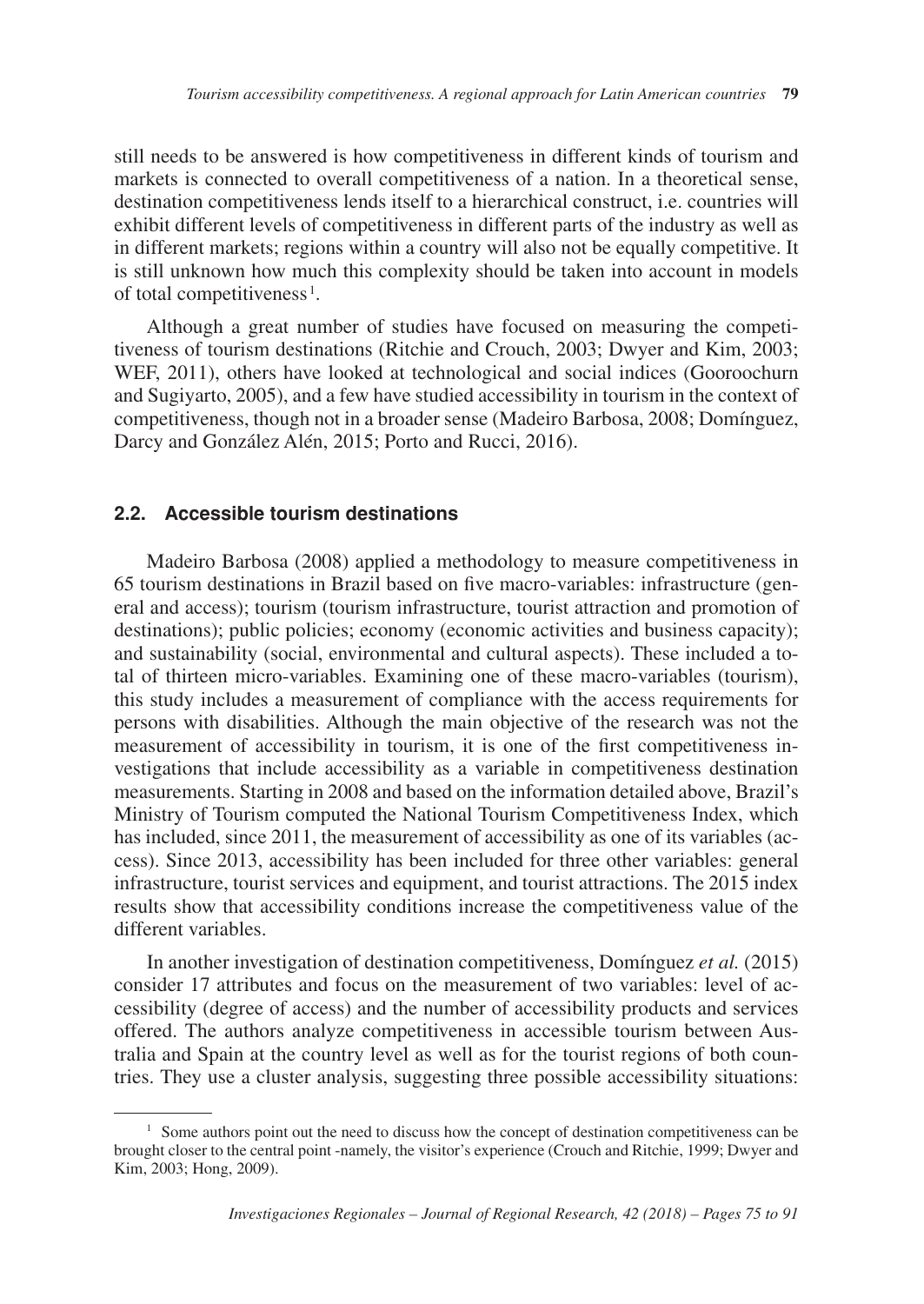still needs to be answered is how competitiveness in different kinds of tourism and markets is connected to overall competitiveness of a nation. In a theoretical sense, destination competitiveness lends itself to a hierarchical construct, i.e. countries will exhibit different levels of competitiveness in different parts of the industry as well as in different markets; regions within a country will also not be equally competitive. It is still unknown how much this complexity should be taken into account in models of total competitiveness [1].

Although a great number of studies have focused on measuring the competitiveness of tourism destinations (Ritchie and Crouch, 2003; Dwyer and Kim, 2003; WEF, 2011), others have looked at technological and social indices (Gooroochurn and Sugiyarto, 2005), and a few have studied accessibility in tourism in the context of competitiveness, though not in a broader sense (Madeiro Barbosa, 2008; Domínguez, Darcy and González Alén, 2015; Porto and Rucci, 2016).

## 2.2. Accessible tourism destinations

Madeiro Barbosa (2008) applied a methodology to measure competitiveness in 65 tourism destinations in Brazil based on five macro-variables: infrastructure (general and access); tourism (tourism infrastructure, tourist attraction and promotion of destinations); public policies; economy (economic activities and business capacity); and sustainability (social, environmental and cultural aspects). These included a total of thirteen micro-variables. Examining one of these macro-variables (tourism), this study includes a measurement of compliance with the access requirements for persons with disabilities. Although the main objective of the research was not the measurement of accessibility in tourism, it is one of the first competitiveness investigations that include accessibility as a variable in competitiveness destination measurements. Starting in 2008 and based on the information detailed above, Brazil's Ministry of Tourism computed the National Tourism Competitiveness Index, which has included, since 2011, the measurement of accessibility as one of its variables (access). Since 2013, accessibility has been included for three other variables: general infrastructure, tourist services and equipment, and tourist attractions. The 2015 index results show that accessibility conditions increase the competitiveness value of the different variables.

In another investigation of destination competitiveness, Domínguez *et al.* (2015) consider 17 attributes and focus on the measurement of two variables: level of accessibility (degree of access) and the number of accessibility products and services offered. The authors analyze competitiveness in accessible tourism between Australia and Spain at the country level as well as for the tourist regions of both countries. They use a cluster analysis, suggesting three possible accessibility situations:

---

[1] Some authors point out the need to discuss how the concept of destination competitiveness can be brought closer to the central point -namely, the visitor's experience (Crouch and Ritchie, 1999; Dwyer and Kim, 2003; Hong, 2009).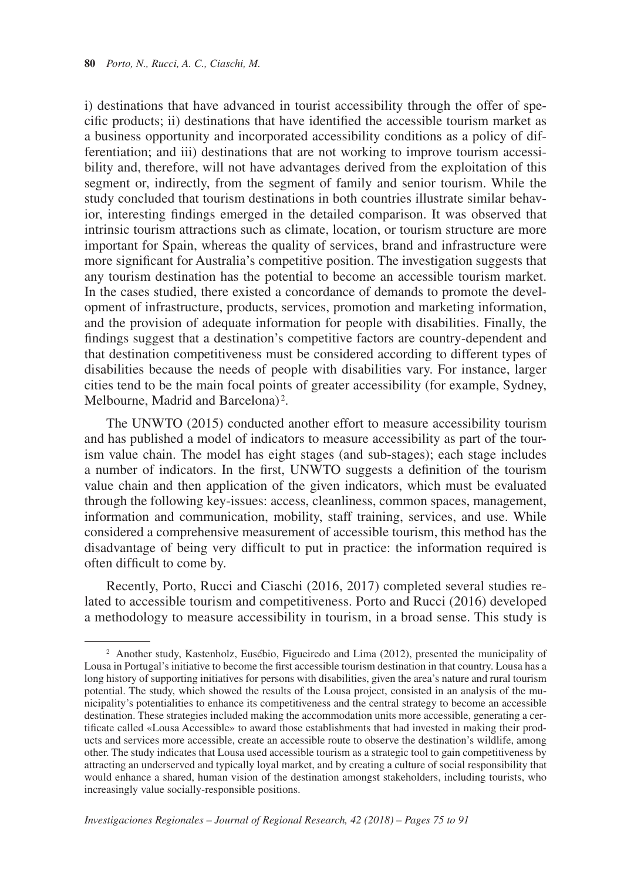i) destinations that have advanced in tourist accessibility through the offer of specific products; ii) destinations that have identified the accessible tourism market as a business opportunity and incorporated accessibility conditions as a policy of differentiation; and iii) destinations that are not working to improve tourism accessibility and, therefore, will not have advantages derived from the exploitation of this segment or, indirectly, from the segment of family and senior tourism. While the study concluded that tourism destinations in both countries illustrate similar behavior, interesting findings emerged in the detailed comparison. It was observed that intrinsic tourism attractions such as climate, location, or tourism structure are more important for Spain, whereas the quality of services, brand and infrastructure were more significant for Australia's competitive position. The investigation suggests that any tourism destination has the potential to become an accessible tourism market. In the cases studied, there existed a concordance of demands to promote the development of infrastructure, products, services, promotion and marketing information, and the provision of adequate information for people with disabilities. Finally, the findings suggest that a destination's competitive factors are country-dependent and that destination competitiveness must be considered according to different types of disabilities because the needs of people with disabilities vary. For instance, larger cities tend to be the main focal points of greater accessibility (for example, Sydney, Melbourne, Madrid and Barcelona)[2].

The UNWTO (2015) conducted another effort to measure accessibility tourism and has published a model of indicators to measure accessibility as part of the tourism value chain. The model has eight stages (and sub-stages); each stage includes a number of indicators. In the first, UNWTO suggests a definition of the tourism value chain and then application of the given indicators, which must be evaluated through the following key-issues: access, cleanliness, common spaces, management, information and communication, mobility, staff training, services, and use. While considered a comprehensive measurement of accessible tourism, this method has the disadvantage of being very difficult to put in practice: the information required is often difficult to come by.

Recently, Porto, Rucci and Ciaschi (2016, 2017) completed several studies related to accessible tourism and competitiveness. Porto and Rucci (2016) developed a methodology to measure accessibility in tourism, in a broad sense. This study is

---

[2] Another study, Kastenholz, Eusébio, Figueiredo and Lima (2012), presented the municipality of Lousa in Portugal's initiative to become the first accessible tourism destination in that country. Lousa has a long history of supporting initiatives for persons with disabilities, given the area's nature and rural tourism potential. The study, which showed the results of the Lousa project, consisted in an analysis of the municipality's potentialities to enhance its competitiveness and the central strategy to become an accessible destination. These strategies included making the accommodation units more accessible, generating a certificate called «Lousa Accessible» to award those establishments that had invested in making their products and services more accessible, create an accessible route to observe the destination's wildlife, among other. The study indicates that Lousa used accessible tourism as a strategic tool to gain competitiveness by attracting an underserved and typically loyal market, and by creating a culture of social responsibility that would enhance a shared, human vision of the destination amongst stakeholders, including tourists, who increasingly value socially-responsible positions.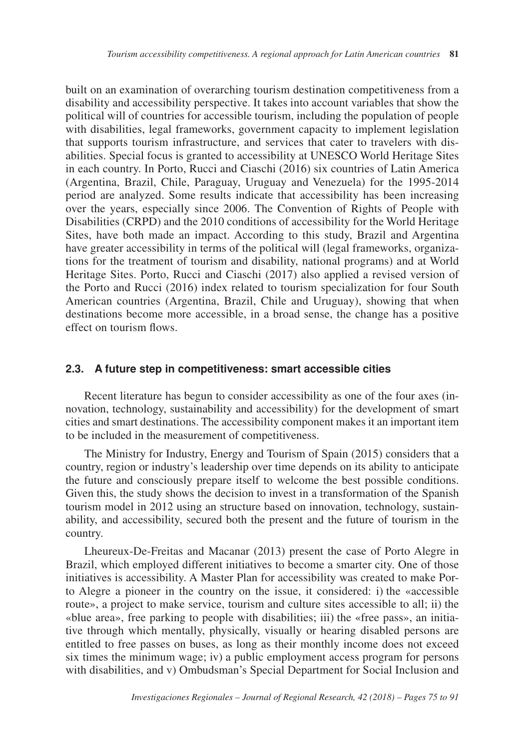built on an examination of overarching tourism destination competitiveness from a disability and accessibility perspective. It takes into account variables that show the political will of countries for accessible tourism, including the population of people with disabilities, legal frameworks, government capacity to implement legislation that supports tourism infrastructure, and services that cater to travelers with disabilities. Special focus is granted to accessibility at UNESCO World Heritage Sites in each country. In Porto, Rucci and Ciaschi (2016) six countries of Latin America (Argentina, Brazil, Chile, Paraguay, Uruguay and Venezuela) for the 1995-2014 period are analyzed. Some results indicate that accessibility has been increasing over the years, especially since 2006. The Convention of Rights of People with Disabilities (CRPD) and the 2010 conditions of accessibility for the World Heritage Sites, have both made an impact. According to this study, Brazil and Argentina have greater accessibility in terms of the political will (legal frameworks, organizations for the treatment of tourism and disability, national programs) and at World Heritage Sites. Porto, Rucci and Ciaschi (2017) also applied a revised version of the Porto and Rucci (2016) index related to tourism specialization for four South American countries (Argentina, Brazil, Chile and Uruguay), showing that when destinations become more accessible, in a broad sense, the change has a positive effect on tourism flows.

### 2.3. A future step in competitiveness: smart accessible cities

Recent literature has begun to consider accessibility as one of the four axes (innovation, technology, sustainability and accessibility) for the development of smart cities and smart destinations. The accessibility component makes it an important item to be included in the measurement of competitiveness.

The Ministry for Industry, Energy and Tourism of Spain (2015) considers that a country, region or industry's leadership over time depends on its ability to anticipate the future and consciously prepare itself to welcome the best possible conditions. Given this, the study shows the decision to invest in a transformation of the Spanish tourism model in 2012 using an structure based on innovation, technology, sustainability, and accessibility, secured both the present and the future of tourism in the country.

Lheureux-De-Freitas and Macanar (2013) present the case of Porto Alegre in Brazil, which employed different initiatives to become a smarter city. One of those initiatives is accessibility. A Master Plan for accessibility was created to make Porto Alegre a pioneer in the country on the issue, it considered: i) the «accessible route», a project to make service, tourism and culture sites accessible to all; ii) the «blue area», free parking to people with disabilities; iii) the «free pass», an initiative through which mentally, physically, visually or hearing disabled persons are entitled to free passes on buses, as long as their monthly income does not exceed six times the minimum wage; iv) a public employment access program for persons with disabilities, and v) Ombudsman's Special Department for Social Inclusion and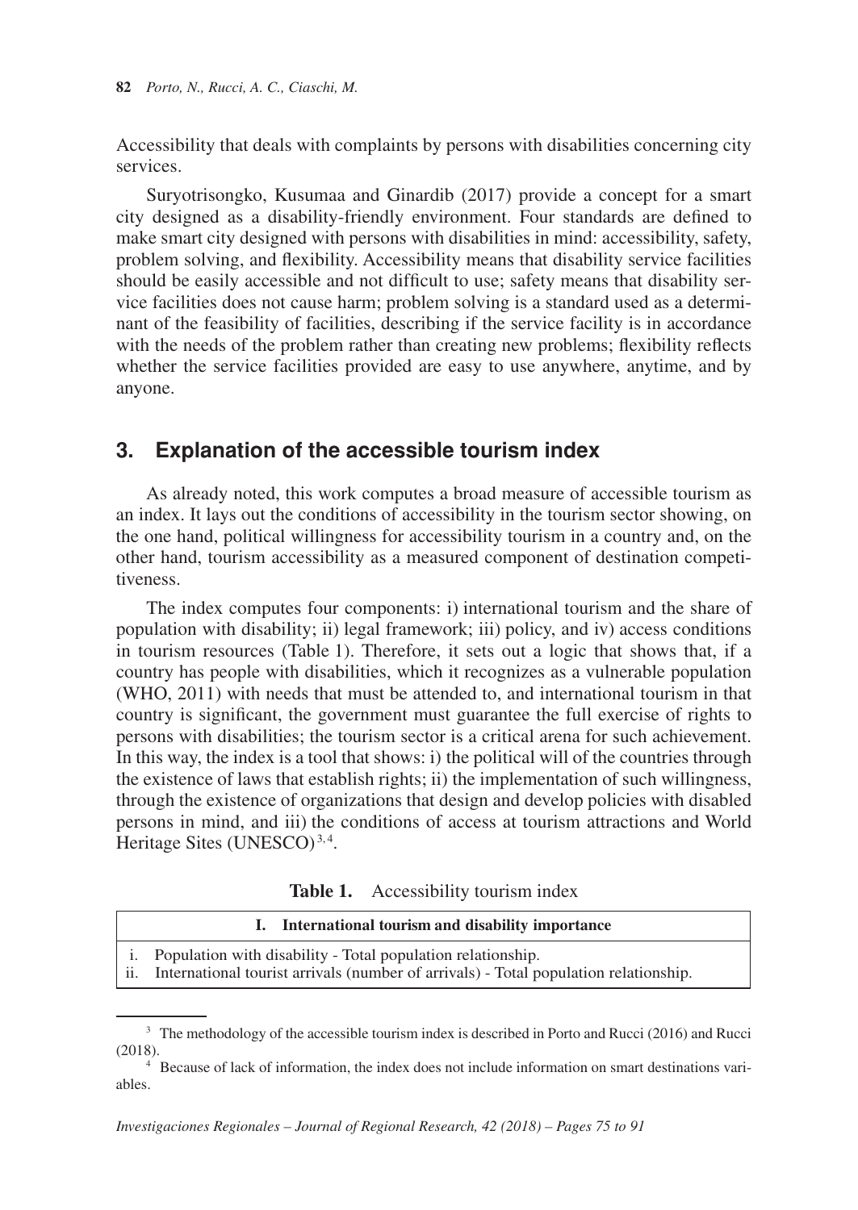Accessibility that deals with complaints by persons with disabilities concerning city services.

Suryotrisongko, Kusumaa and Ginardib (2017) provide a concept for a smart city designed as a disability-friendly environment. Four standards are defined to make smart city designed with persons with disabilities in mind: accessibility, safety, problem solving, and flexibility. Accessibility means that disability service facilities should be easily accessible and not difficult to use; safety means that disability service facilities does not cause harm; problem solving is a standard used as a determinant of the feasibility of facilities, describing if the service facility is in accordance with the needs of the problem rather than creating new problems; flexibility reflects whether the service facilities provided are easy to use anywhere, anytime, and by anyone.

## 3. Explanation of the accessible tourism index

As already noted, this work computes a broad measure of accessible tourism as an index. It lays out the conditions of accessibility in the tourism sector showing, on the one hand, political willingness for accessibility tourism in a country and, on the other hand, tourism accessibility as a measured component of destination competitiveness.

The index computes four components: i) international tourism and the share of population with disability; ii) legal framework; iii) policy, and iv) access conditions in tourism resources (Table 1). Therefore, it sets out a logic that shows that, if a country has people with disabilities, which it recognizes as a vulnerable population (WHO, 2011) with needs that must be attended to, and international tourism in that country is significant, the government must guarantee the full exercise of rights to persons with disabilities; the tourism sector is a critical arena for such achievement. In this way, the index is a tool that shows: i) the political will of the countries through the existence of laws that establish rights; ii) the implementation of such willingness, through the existence of organizations that design and develop policies with disabled persons in mind, and iii) the conditions of access at tourism attractions and World Heritage Sites (UNESCO)[3,4].

**Table 1.** Accessibility tourism index

| **I. International tourism and disability importance** |
|---|
| i. Population with disability - Total population relationship.<br>ii. International tourist arrivals (number of arrivals) - Total population relationship. |

[3] The methodology of the accessible tourism index is described in Porto and Rucci (2016) and Rucci (2018).

[4] Because of lack of information, the index does not include information on smart destinations variables.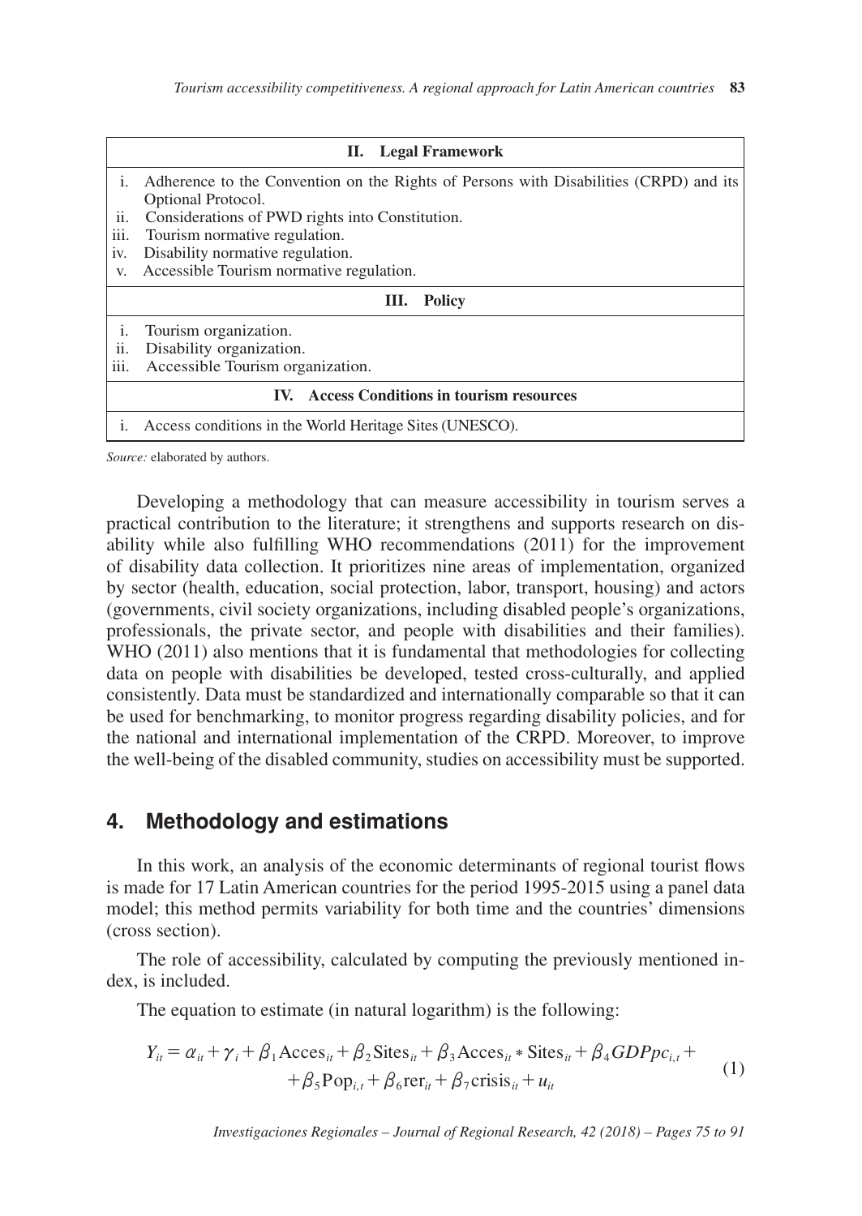| II. Legal Framework |
|---|
| i. Adherence to the Convention on the Rights of Persons with Disabilities (CRPD) and its Optional Protocol.<br>ii. Considerations of PWD rights into Constitution.<br>iii. Tourism normative regulation.<br>iv. Disability normative regulation.<br>v. Accessible Tourism normative regulation. |
| **III. Policy** |
| i. Tourism organization.<br>ii. Disability organization.<br>iii. Accessible Tourism organization. |
| **IV. Access Conditions in tourism resources** |
| i. Access conditions in the World Heritage Sites (UNESCO). |

*Source:* elaborated by authors.

Developing a methodology that can measure accessibility in tourism serves a practical contribution to the literature; it strengthens and supports research on disability while also fulfilling WHO recommendations (2011) for the improvement of disability data collection. It prioritizes nine areas of implementation, organized by sector (health, education, social protection, labor, transport, housing) and actors (governments, civil society organizations, including disabled people's organizations, professionals, the private sector, and people with disabilities and their families). WHO (2011) also mentions that it is fundamental that methodologies for collecting data on people with disabilities be developed, tested cross-culturally, and applied consistently. Data must be standardized and internationally comparable so that it can be used for benchmarking, to monitor progress regarding disability policies, and for the national and international implementation of the CRPD. Moreover, to improve the well-being of the disabled community, studies on accessibility must be supported.

## 4. Methodology and estimations

In this work, an analysis of the economic determinants of regional tourist flows is made for 17 Latin American countries for the period 1995-2015 using a panel data model; this method permits variability for both time and the countries' dimensions (cross section).

The role of accessibility, calculated by computing the previously mentioned index, is included.

The equation to estimate (in natural logarithm) is the following:

$$Y_{it} = \alpha_{it} + \gamma_i + \beta_1 \text{Acces}_{it} + \beta_2 \text{Sites}_{it} + \beta_3 \text{Acces}_{it} * \text{Sites}_{it} + \beta_4 GDPpc_{i,t} + \beta_5 \text{Pop}_{i,t} + \beta_6 \text{rer}_{it} + \beta_7 \text{crisis}_{it} + u_{it} \tag{1}$$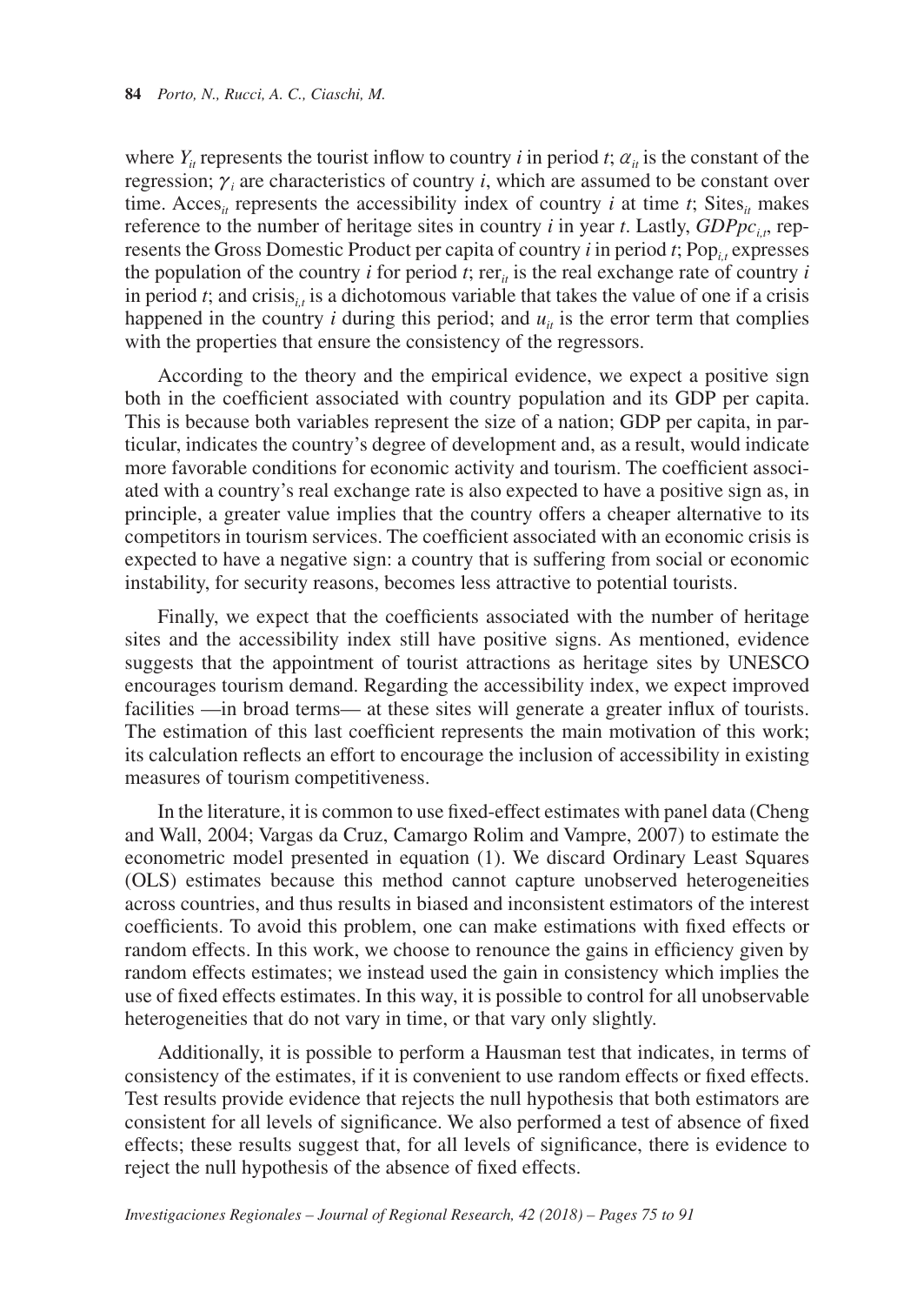where $Y_{it}$ represents the tourist inflow to country $i$ in period $t$; $\alpha_{it}$ is the constant of the regression; $\gamma_i$ are characteristics of country $i$, which are assumed to be constant over time. $\text{Acces}_{it}$ represents the accessibility index of country $i$ at time $t$; $\text{Sites}_{it}$ makes reference to the number of heritage sites in country $i$ in year $t$. Lastly, $GDPpc_{i,t}$, represents the Gross Domestic Product per capita of country $i$ in period $t$; $\text{Pop}_{i,t}$ expresses the population of the country $i$ for period $t$; $\text{rer}_{it}$ is the real exchange rate of country $i$ in period $t$; and $\text{crisis}_{i,t}$ is a dichotomous variable that takes the value of one if a crisis happened in the country $i$ during this period; and $u_{it}$ is the error term that complies with the properties that ensure the consistency of the regressors.

According to the theory and the empirical evidence, we expect a positive sign both in the coefficient associated with country population and its GDP per capita. This is because both variables represent the size of a nation; GDP per capita, in particular, indicates the country's degree of development and, as a result, would indicate more favorable conditions for economic activity and tourism. The coefficient associated with a country's real exchange rate is also expected to have a positive sign as, in principle, a greater value implies that the country offers a cheaper alternative to its competitors in tourism services. The coefficient associated with an economic crisis is expected to have a negative sign: a country that is suffering from social or economic instability, for security reasons, becomes less attractive to potential tourists.

Finally, we expect that the coefficients associated with the number of heritage sites and the accessibility index still have positive signs. As mentioned, evidence suggests that the appointment of tourist attractions as heritage sites by UNESCO encourages tourism demand. Regarding the accessibility index, we expect improved facilities —in broad terms— at these sites will generate a greater influx of tourists. The estimation of this last coefficient represents the main motivation of this work; its calculation reflects an effort to encourage the inclusion of accessibility in existing measures of tourism competitiveness.

In the literature, it is common to use fixed-effect estimates with panel data (Cheng and Wall, 2004; Vargas da Cruz, Camargo Rolim and Vampre, 2007) to estimate the econometric model presented in equation (1). We discard Ordinary Least Squares (OLS) estimates because this method cannot capture unobserved heterogeneities across countries, and thus results in biased and inconsistent estimators of the interest coefficients. To avoid this problem, one can make estimations with fixed effects or random effects. In this work, we choose to renounce the gains in efficiency given by random effects estimates; we instead used the gain in consistency which implies the use of fixed effects estimates. In this way, it is possible to control for all unobservable heterogeneities that do not vary in time, or that vary only slightly.

Additionally, it is possible to perform a Hausman test that indicates, in terms of consistency of the estimates, if it is convenient to use random effects or fixed effects. Test results provide evidence that rejects the null hypothesis that both estimators are consistent for all levels of significance. We also performed a test of absence of fixed effects; these results suggest that, for all levels of significance, there is evidence to reject the null hypothesis of the absence of fixed effects.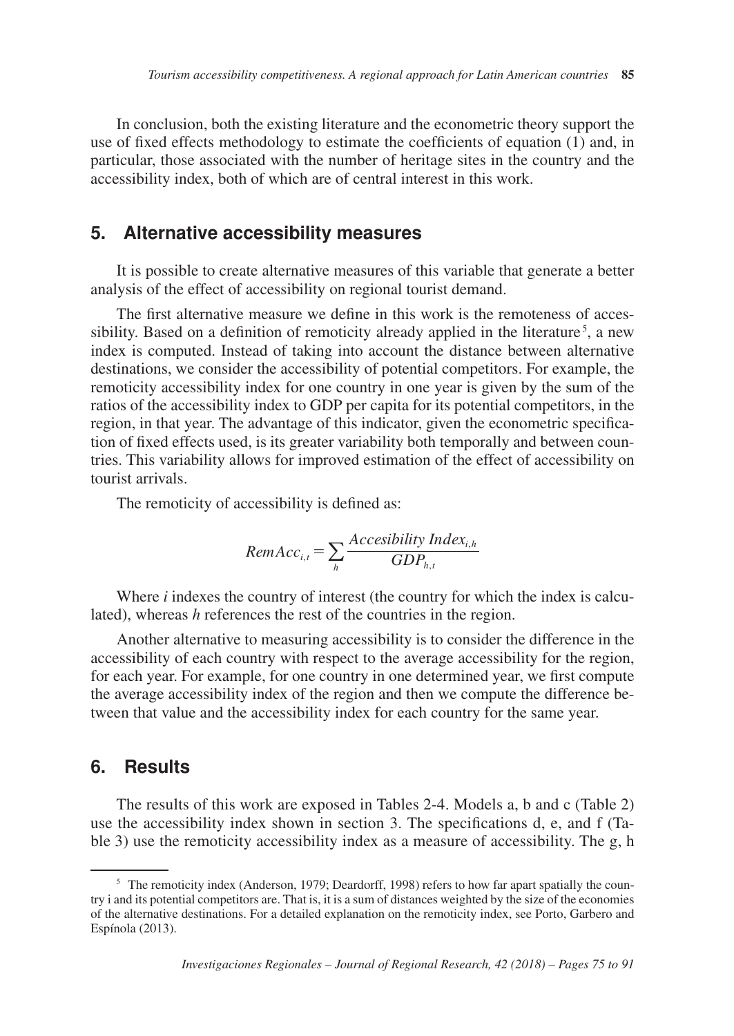In conclusion, both the existing literature and the econometric theory support the use of fixed effects methodology to estimate the coefficients of equation (1) and, in particular, those associated with the number of heritage sites in the country and the accessibility index, both of which are of central interest in this work.

## 5. Alternative accessibility measures

It is possible to create alternative measures of this variable that generate a better analysis of the effect of accessibility on regional tourist demand.

The first alternative measure we define in this work is the remoteness of accessibility. Based on a definition of remoticity already applied in the literature[5], a new index is computed. Instead of taking into account the distance between alternative destinations, we consider the accessibility of potential competitors. For example, the remoticity accessibility index for one country in one year is given by the sum of the ratios of the accessibility index to GDP per capita for its potential competitors, in the region, in that year. The advantage of this indicator, given the econometric specification of fixed effects used, is its greater variability both temporally and between countries. This variability allows for improved estimation of the effect of accessibility on tourist arrivals.

The remoticity of accessibility is defined as:

$$RemAcc_{i,t} = \sum_{h} \frac{Accesibility\ Index_{i,h}}{GDP_{h,t}}$$

Where *i* indexes the country of interest (the country for which the index is calculated), whereas *h* references the rest of the countries in the region.

Another alternative to measuring accessibility is to consider the difference in the accessibility of each country with respect to the average accessibility for the region, for each year. For example, for one country in one determined year, we first compute the average accessibility index of the region and then we compute the difference between that value and the accessibility index for each country for the same year.

## 6. Results

The results of this work are exposed in Tables 2-4. Models a, b and c (Table 2) use the accessibility index shown in section 3. The specifications d, e, and f (Table 3) use the remoticity accessibility index as a measure of accessibility. The g, h

[5] The remoticity index (Anderson, 1979; Deardorff, 1998) refers to how far apart spatially the country i and its potential competitors are. That is, it is a sum of distances weighted by the size of the economies of the alternative destinations. For a detailed explanation on the remoticity index, see Porto, Garbero and Espínola (2013).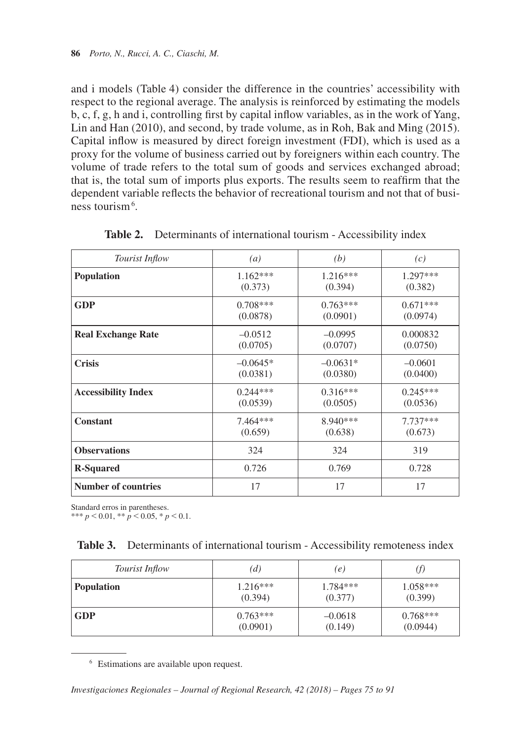and i models (Table 4) consider the difference in the countries' accessibility with respect to the regional average. The analysis is reinforced by estimating the models b, c, f, g, h and i, controlling first by capital inflow variables, as in the work of Yang, Lin and Han (2010), and second, by trade volume, as in Roh, Bak and Ming (2015). Capital inflow is measured by direct foreign investment (FDI), which is used as a proxy for the volume of business carried out by foreigners within each country. The volume of trade refers to the total sum of goods and services exchanged abroad; that is, the total sum of imports plus exports. The results seem to reaffirm that the dependent variable reflects the behavior of recreational tourism and not that of business tourism[6].

**Table 2.** Determinants of international tourism - Accessibility index

| *Tourist Inflow* | *(a)* | *(b)* | *(c)* |
|---|---|---|---|
| **Population** | 1.162*** (0.373) | 1.216*** (0.394) | 1.297*** (0.382) |
| **GDP** | 0.708*** (0.0878) | 0.763*** (0.0901) | 0.671*** (0.0974) |
| **Real Exchange Rate** | –0.0512 (0.0705) | –0.0995 (0.0707) | 0.000832 (0.0750) |
| **Crisis** | –0.0645* (0.0381) | –0.0631* (0.0380) | –0.0601 (0.0400) |
| **Accessibility Index** | 0.244*** (0.0539) | 0.316*** (0.0505) | 0.245*** (0.0536) |
| **Constant** | 7.464*** (0.659) | 8.940*** (0.638) | 7.737*** (0.673) |
| **Observations** | 324 | 324 | 319 |
| **R-Squared** | 0.726 | 0.769 | 0.728 |
| **Number of countries** | 17 | 17 | 17 |

Standard erros in parentheses.
*** $p < 0.01$, ** $p < 0.05$, * $p < 0.1$.

**Table 3.** Determinants of international tourism - Accessibility remoteness index

| *Tourist Inflow* | *(d)* | *(e)* | *(f)* |
|---|---|---|---|
| **Population** | 1.216*** (0.394) | 1.784*** (0.377) | 1.058*** (0.399) |
| **GDP** | 0.763*** (0.0901) | –0.0618 (0.149) | 0.768*** (0.0944) |

[6] Estimations are available upon request.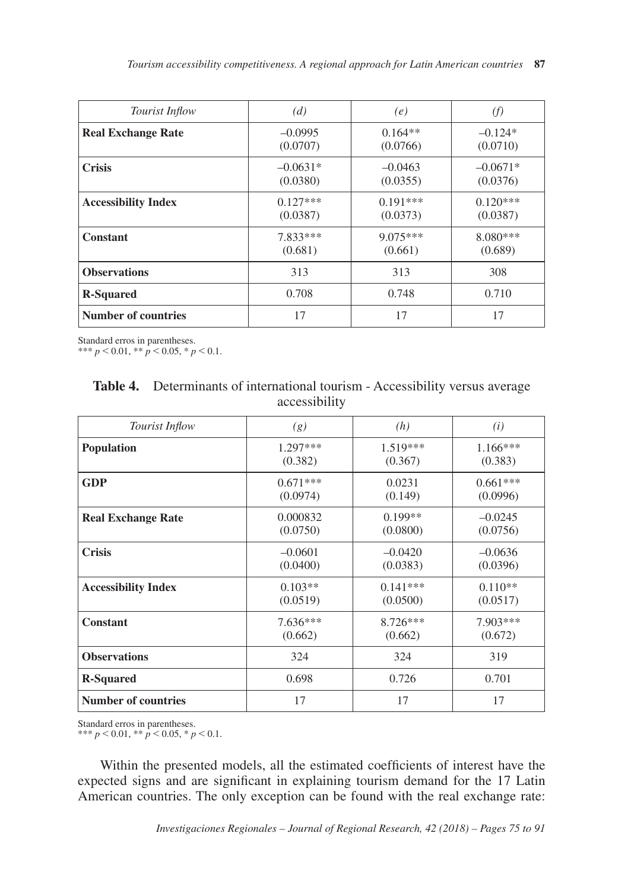| *Tourist Inflow* | *(d)* | *(e)* | *(f)* |
|---|---|---|---|
| **Real Exchange Rate** | –0.0995 (0.0707) | 0.164** (0.0766) | –0.124* (0.0710) |
| **Crisis** | –0.0631* (0.0380) | –0.0463 (0.0355) | –0.0671* (0.0376) |
| **Accessibility Index** | 0.127*** (0.0387) | 0.191*** (0.0373) | 0.120*** (0.0387) |
| **Constant** | 7.833*** (0.681) | 9.075*** (0.661) | 8.080*** (0.689) |
| **Observations** | 313 | 313 | 308 |
| **R-Squared** | 0.708 | 0.748 | 0.710 |
| **Number of countries** | 17 | 17 | 17 |

Standard erros in parentheses.
*** $p < 0.01$, ** $p < 0.05$, * $p < 0.1$.

**Table 4.** Determinants of international tourism - Accessibility versus average accessibility

| *Tourist Inflow* | *(g)* | *(h)* | *(i)* |
|---|---|---|---|
| **Population** | 1.297*** (0.382) | 1.519*** (0.367) | 1.166*** (0.383) |
| **GDP** | 0.671*** (0.0974) | 0.0231 (0.149) | 0.661*** (0.0996) |
| **Real Exchange Rate** | 0.000832 (0.0750) | 0.199** (0.0800) | –0.0245 (0.0756) |
| **Crisis** | –0.0601 (0.0400) | –0.0420 (0.0383) | –0.0636 (0.0396) |
| **Accessibility Index** | 0.103** (0.0519) | 0.141*** (0.0500) | 0.110** (0.0517) |
| **Constant** | 7.636*** (0.662) | 8.726*** (0.662) | 7.903*** (0.672) |
| **Observations** | 324 | 324 | 319 |
| **R-Squared** | 0.698 | 0.726 | 0.701 |
| **Number of countries** | 17 | 17 | 17 |

Standard erros in parentheses.
*** $p < 0.01$, ** $p < 0.05$, * $p < 0.1$.

Within the presented models, all the estimated coefficients of interest have the expected signs and are significant in explaining tourism demand for the 17 Latin American countries. The only exception can be found with the real exchange rate: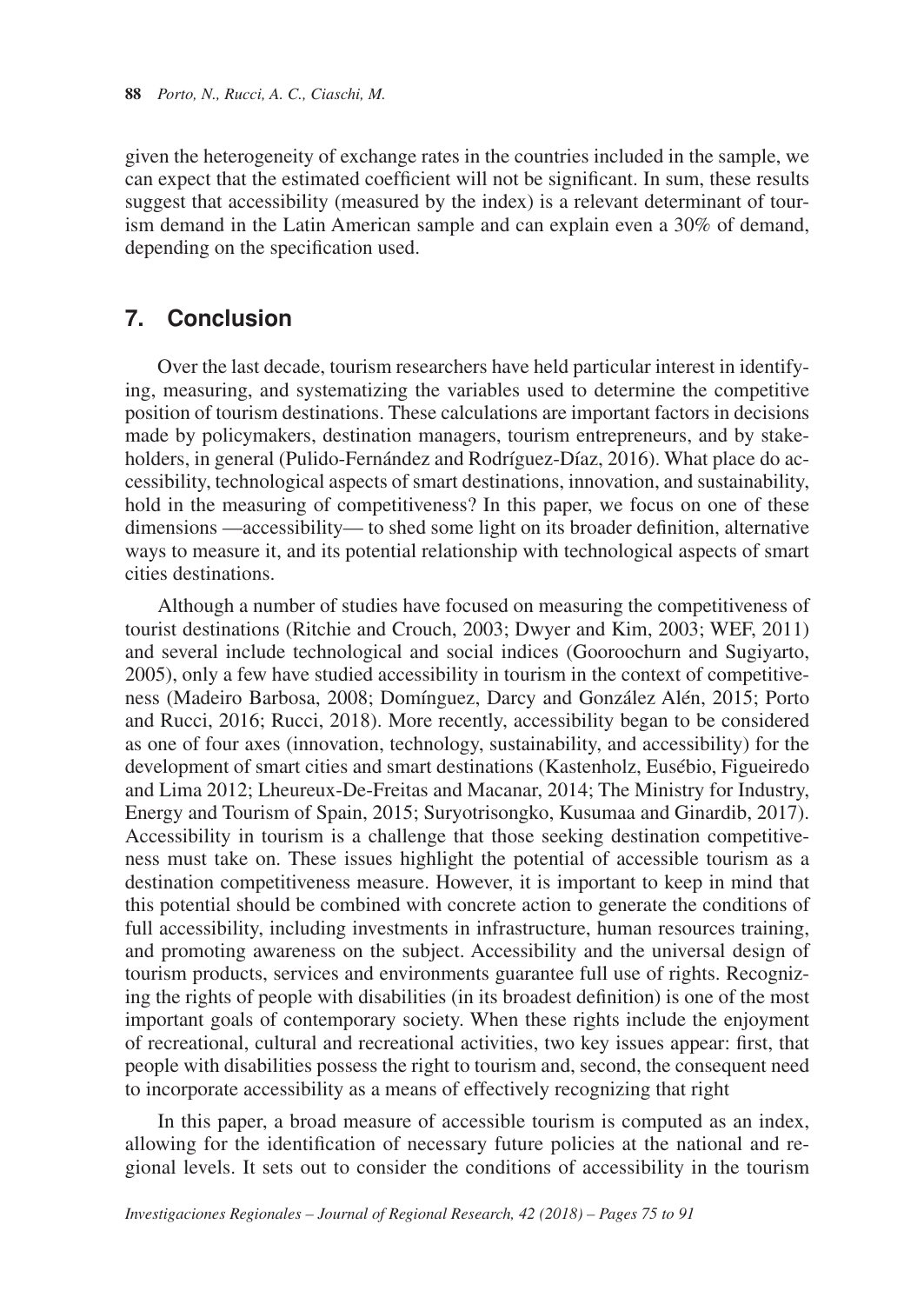given the heterogeneity of exchange rates in the countries included in the sample, we can expect that the estimated coefficient will not be significant. In sum, these results suggest that accessibility (measured by the index) is a relevant determinant of tourism demand in the Latin American sample and can explain even a 30% of demand, depending on the specification used.

## 7. Conclusion

Over the last decade, tourism researchers have held particular interest in identifying, measuring, and systematizing the variables used to determine the competitive position of tourism destinations. These calculations are important factors in decisions made by policymakers, destination managers, tourism entrepreneurs, and by stakeholders, in general (Pulido-Fernández and Rodríguez-Díaz, 2016). What place do accessibility, technological aspects of smart destinations, innovation, and sustainability, hold in the measuring of competitiveness? In this paper, we focus on one of these dimensions —accessibility— to shed some light on its broader definition, alternative ways to measure it, and its potential relationship with technological aspects of smart cities destinations.

Although a number of studies have focused on measuring the competitiveness of tourist destinations (Ritchie and Crouch, 2003; Dwyer and Kim, 2003; WEF, 2011) and several include technological and social indices (Gooroochurn and Sugiyarto, 2005), only a few have studied accessibility in tourism in the context of competitiveness (Madeiro Barbosa, 2008; Domínguez, Darcy and González Alén, 2015; Porto and Rucci, 2016; Rucci, 2018). More recently, accessibility began to be considered as one of four axes (innovation, technology, sustainability, and accessibility) for the development of smart cities and smart destinations (Kastenholz, Eusébio, Figueiredo and Lima 2012; Lheureux-De-Freitas and Macanar, 2014; The Ministry for Industry, Energy and Tourism of Spain, 2015; Suryotrisongko, Kusumaa and Ginardib, 2017). Accessibility in tourism is a challenge that those seeking destination competitiveness must take on. These issues highlight the potential of accessible tourism as a destination competitiveness measure. However, it is important to keep in mind that this potential should be combined with concrete action to generate the conditions of full accessibility, including investments in infrastructure, human resources training, and promoting awareness on the subject. Accessibility and the universal design of tourism products, services and environments guarantee full use of rights. Recognizing the rights of people with disabilities (in its broadest definition) is one of the most important goals of contemporary society. When these rights include the enjoyment of recreational, cultural and recreational activities, two key issues appear: first, that people with disabilities possess the right to tourism and, second, the consequent need to incorporate accessibility as a means of effectively recognizing that right

In this paper, a broad measure of accessible tourism is computed as an index, allowing for the identification of necessary future policies at the national and regional levels. It sets out to consider the conditions of accessibility in the tourism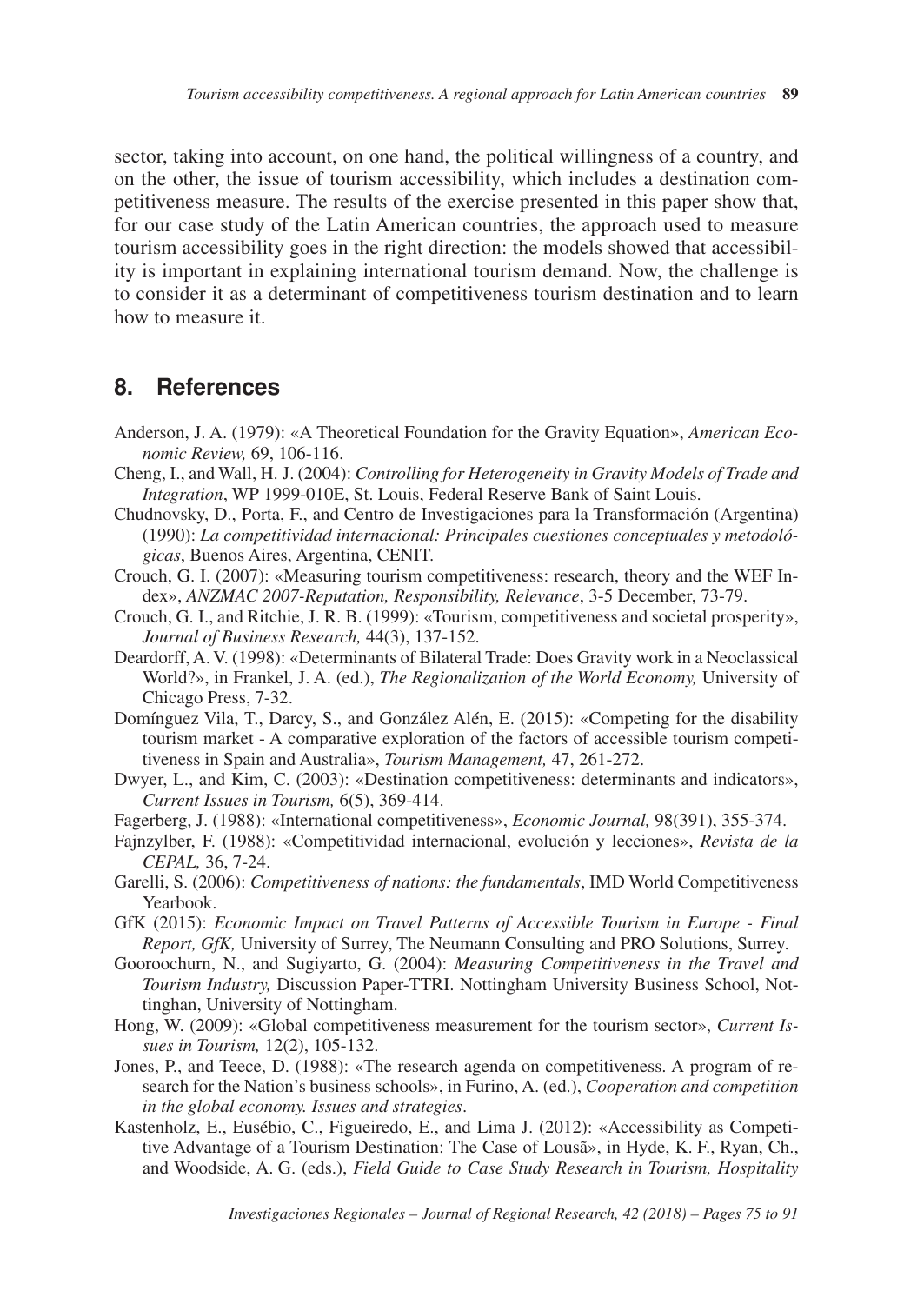sector, taking into account, on one hand, the political willingness of a country, and on the other, the issue of tourism accessibility, which includes a destination competitiveness measure. The results of the exercise presented in this paper show that, for our case study of the Latin American countries, the approach used to measure tourism accessibility goes in the right direction: the models showed that accessibility is important in explaining international tourism demand. Now, the challenge is to consider it as a determinant of competitiveness tourism destination and to learn how to measure it.

## 8. References

Anderson, J. A. (1979): «A Theoretical Foundation for the Gravity Equation», *American Economic Review,* 69, 106-116.

Cheng, I., and Wall, H. J. (2004): *Controlling for Heterogeneity in Gravity Models of Trade and Integration*, WP 1999-010E, St. Louis, Federal Reserve Bank of Saint Louis.

Chudnovsky, D., Porta, F., and Centro de Investigaciones para la Transformación (Argentina) (1990): *La competitividad internacional: Principales cuestiones conceptuales y metodológicas*, Buenos Aires, Argentina, CENIT.

Crouch, G. I. (2007): «Measuring tourism competitiveness: research, theory and the WEF Index», *ANZMAC 2007-Reputation, Responsibility, Relevance*, 3-5 December, 73-79.

Crouch, G. I., and Ritchie, J. R. B. (1999): «Tourism, competitiveness and societal prosperity», *Journal of Business Research,* 44(3), 137-152.

Deardorff, A. V. (1998): «Determinants of Bilateral Trade: Does Gravity work in a Neoclassical World?», in Frankel, J. A. (ed.), *The Regionalization of the World Economy,* University of Chicago Press, 7-32.

Domínguez Vila, T., Darcy, S., and González Alén, E. (2015): «Competing for the disability tourism market - A comparative exploration of the factors of accessible tourism competitiveness in Spain and Australia», *Tourism Management,* 47, 261-272.

Dwyer, L., and Kim, C. (2003): «Destination competitiveness: determinants and indicators», *Current Issues in Tourism,* 6(5), 369-414.

Fagerberg, J. (1988): «International competitiveness», *Economic Journal,* 98(391), 355-374.

Fajnzylber, F. (1988): «Competitividad internacional, evolución y lecciones», *Revista de la CEPAL,* 36, 7-24.

Garelli, S. (2006): *Competitiveness of nations: the fundamentals*, IMD World Competitiveness Yearbook.

GfK (2015): *Economic Impact on Travel Patterns of Accessible Tourism in Europe - Final Report, GfK,* University of Surrey, The Neumann Consulting and PRO Solutions, Surrey.

Gooroochurn, N., and Sugiyarto, G. (2004): *Measuring Competitiveness in the Travel and Tourism Industry,* Discussion Paper-TTRI. Nottingham University Business School, Nottinghan, University of Nottingham.

Hong, W. (2009): «Global competitiveness measurement for the tourism sector», *Current Issues in Tourism,* 12(2), 105-132.

Jones, P., and Teece, D. (1988): «The research agenda on competitiveness. A program of research for the Nation's business schools», in Furino, A. (ed.), *Cooperation and competition in the global economy. Issues and strategies*.

Kastenholz, E., Eusébio, C., Figueiredo, E., and Lima J. (2012): «Accessibility as Competitive Advantage of a Tourism Destination: The Case of Lousã», in Hyde, K. F., Ryan, Ch., and Woodside, A. G. (eds.), *Field Guide to Case Study Research in Tourism, Hospitality*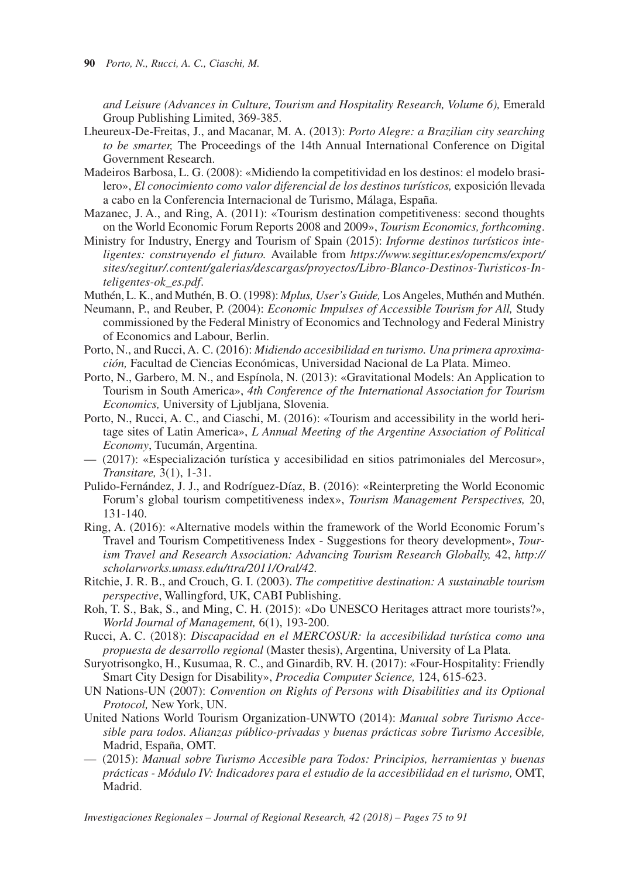*and Leisure (Advances in Culture, Tourism and Hospitality Research, Volume 6),* Emerald Group Publishing Limited, 369-385.

Lheureux-De-Freitas, J., and Macanar, M. A. (2013): *Porto Alegre: a Brazilian city searching to be smarter,* The Proceedings of the 14th Annual International Conference on Digital Government Research.

Madeiros Barbosa, L. G. (2008): «Midiendo la competitividad en los destinos: el modelo brasilero», *El conocimiento como valor diferencial de los destinos turísticos,* exposición llevada a cabo en la Conferencia Internacional de Turismo, Málaga, España.

Mazanec, J. A., and Ring, A. (2011): «Tourism destination competitiveness: second thoughts on the World Economic Forum Reports 2008 and 2009», *Tourism Economics, forthcoming*.

Ministry for Industry, Energy and Tourism of Spain (2015): *Informe destinos turísticos inteligentes: construyendo el futuro.* Available from *https://www.segittur.es/opencms/export/sites/segitur/.content/galerias/descargas/proyectos/Libro-Blanco-Destinos-Turisticos-Inteligentes-ok_es.pdf*.

Muthén, L. K., and Muthén, B. O. (1998): *Mplus, User's Guide,* Los Angeles, Muthén and Muthén.

Neumann, P., and Reuber, P. (2004): *Economic Impulses of Accessible Tourism for All,* Study commissioned by the Federal Ministry of Economics and Technology and Federal Ministry of Economics and Labour, Berlin.

Porto, N., and Rucci, A. C. (2016): *Midiendo accesibilidad en turismo. Una primera aproximación,* Facultad de Ciencias Económicas, Universidad Nacional de La Plata. Mimeo.

Porto, N., Garbero, M. N., and Espínola, N. (2013): «Gravitational Models: An Application to Tourism in South America», *4th Conference of the International Association for Tourism Economics,* University of Ljubljana, Slovenia.

Porto, N., Rucci, A. C., and Ciaschi, M. (2016): «Tourism and accessibility in the world heritage sites of Latin America», *L Annual Meeting of the Argentine Association of Political Economy*, Tucumán, Argentina.

— (2017): «Especialización turística y accesibilidad en sitios patrimoniales del Mercosur», *Transitare,* 3(1), 1-31.

Pulido-Fernández, J. J., and Rodríguez-Díaz, B. (2016): «Reinterpreting the World Economic Forum's global tourism competitiveness index», *Tourism Management Perspectives,* 20, 131-140.

Ring, A. (2016): «Alternative models within the framework of the World Economic Forum's Travel and Tourism Competitiveness Index - Suggestions for theory development», *Tourism Travel and Research Association: Advancing Tourism Research Globally,* 42, *http://scholarworks.umass.edu/ttra/2011/Oral/42.*

Ritchie, J. R. B., and Crouch, G. I. (2003). *The competitive destination: A sustainable tourism perspective*, Wallingford, UK, CABI Publishing.

Roh, T. S., Bak, S., and Ming, C. H. (2015): «Do UNESCO Heritages attract more tourists?», *World Journal of Management,* 6(1), 193-200.

Rucci, A. C. (2018): *Discapacidad en el MERCOSUR: la accesibilidad turística como una propuesta de desarrollo regional* (Master thesis), Argentina, University of La Plata.

Suryotrisongko, H., Kusumaa, R. C., and Ginardib, RV. H. (2017): «Four-Hospitality: Friendly Smart City Design for Disability», *Procedia Computer Science,* 124, 615-623.

UN Nations-UN (2007): *Convention on Rights of Persons with Disabilities and its Optional Protocol,* New York, UN.

United Nations World Tourism Organization-UNWTO (2014): *Manual sobre Turismo Accesible para todos. Alianzas público-privadas y buenas prácticas sobre Turismo Accesible,* Madrid, España, OMT.

— (2015): *Manual sobre Turismo Accesible para Todos: Principios, herramientas y buenas prácticas - Módulo IV: Indicadores para el estudio de la accesibilidad en el turismo,* OMT, Madrid.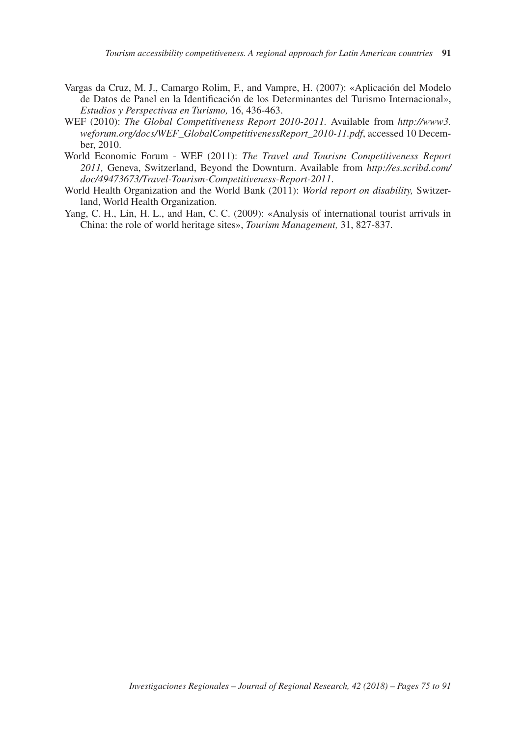Vargas da Cruz, M. J., Camargo Rolim, F., and Vampre, H. (2007): «Aplicación del Modelo de Datos de Panel en la Identificación de los Determinantes del Turismo Internacional», *Estudios y Perspectivas en Turismo,* 16, 436-463.

WEF (2010): *The Global Competitiveness Report 2010-2011.* Available from *http://www3.weforum.org/docs/WEF_GlobalCompetitivenessReport_2010-11.pdf*, accessed 10 December, 2010.

World Economic Forum - WEF (2011): *The Travel and Tourism Competitiveness Report 2011,* Geneva, Switzerland, Beyond the Downturn. Available from *http://es.scribd.com/doc/49473673/Travel-Tourism-Competitiveness-Report-2011*.

World Health Organization and the World Bank (2011): *World report on disability,* Switzerland, World Health Organization.

Yang, C. H., Lin, H. L., and Han, C. C. (2009): «Analysis of international tourist arrivals in China: the role of world heritage sites», *Tourism Management,* 31, 827-837.